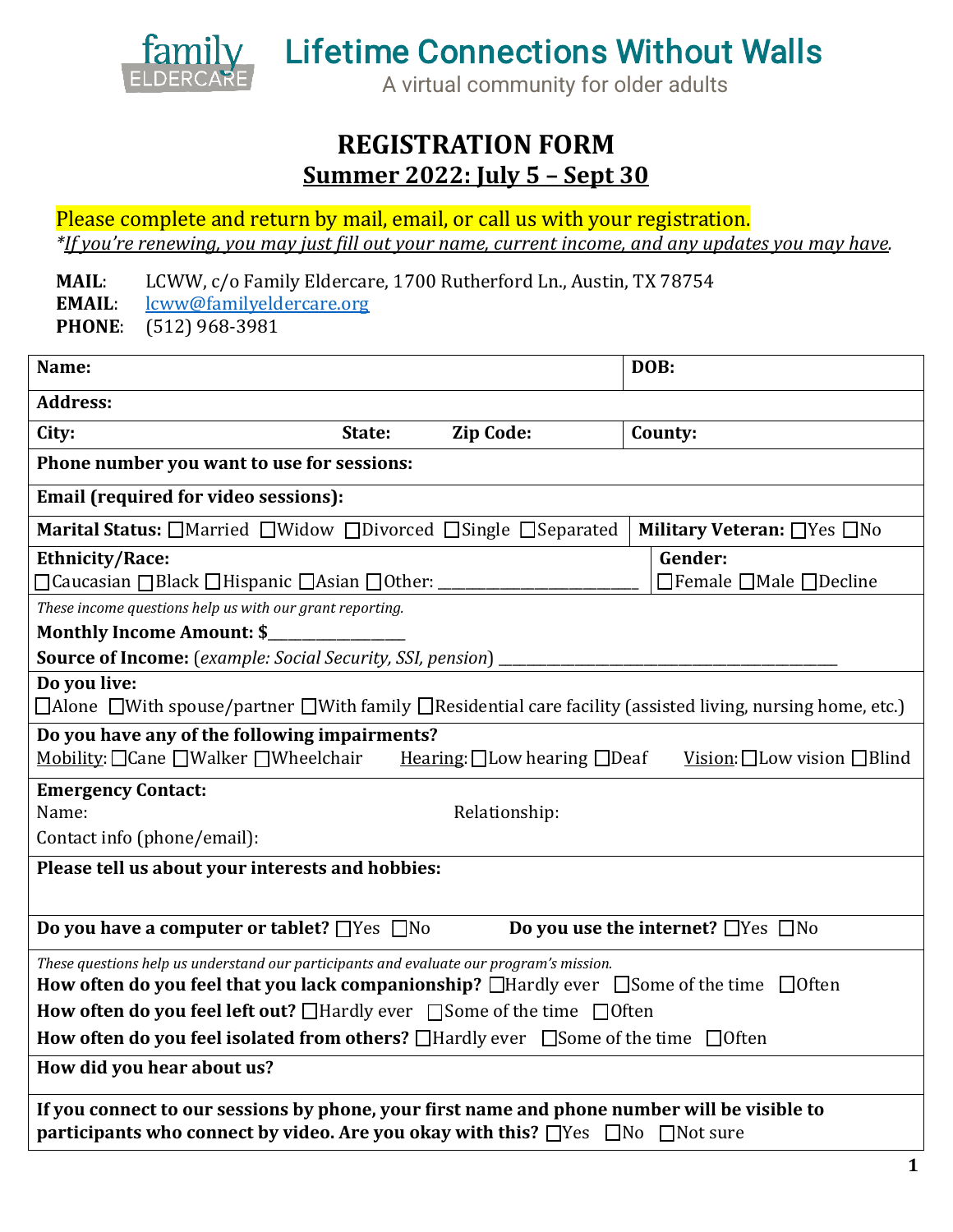family ELDERCARE

# Lifetime Connections Without Walls

A virtual community for older adults

## REGISTRATION FORM

## Summer 2022: July 5 – Sept 30

Please complete and return by mail, email, or call us with your registration.

*\*If you're renewing, you may just fill out your name, current income, and any updates you may have.*

**MAIL**: LCWW, c/o Family Eldercare, 1700 Rutherford Ln., Austin, TX 78754
**EMAIL**: lcww@familyeldercare.org
**PHONE**: (512) 968-3981

| | |
|---|---|
| **Name:** | **DOB:** |
| **Address:** | |
| **City:** **State:** **Zip Code:** | **County:** |
| **Phone number you want to use for sessions:** | |
| **Email (required for video sessions):** | |
| **Marital Status:** ☐Married ☐Widow ☐Divorced ☐Single ☐Separated | **Military Veteran:** ☐Yes ☐No |
| **Ethnicity/Race:** ☐Caucasian ☐Black ☐Hispanic ☐Asian ☐Other: ___________ | **Gender:** ☐Female ☐Male ☐Decline |
| *These income questions help us with our grant reporting.* **Monthly Income Amount: $**__________ **Source of Income:** (*example: Social Security, SSI, pension*) __________ | |
| **Do you live:** ☐Alone ☐With spouse/partner ☐With family ☐Residential care facility (assisted living, nursing home, etc.) | |
| **Do you have any of the following impairments?** Mobility: ☐Cane ☐Walker ☐Wheelchair Hearing: ☐Low hearing ☐Deaf Vision: ☐Low vision ☐Blind | |
| **Emergency Contact:** Name: Relationship: Contact info (phone/email): | |
| **Please tell us about your interests and hobbies:** | |
| **Do you have a computer or tablet?** ☐Yes ☐No | **Do you use the internet?** ☐Yes ☐No |
| *These questions help us understand our participants and evaluate our program's mission.* **How often do you feel that you lack companionship?** ☐Hardly ever ☐Some of the time ☐Often **How often do you feel left out?** ☐Hardly ever ☐Some of the time ☐Often **How often do you feel isolated from others?** ☐Hardly ever ☐Some of the time ☐Often | |
| **How did you hear about us?** | |
| **If you connect to our sessions by phone, your first name and phone number will be visible to participants who connect by video. Are you okay with this?** ☐Yes ☐No ☐Not sure | |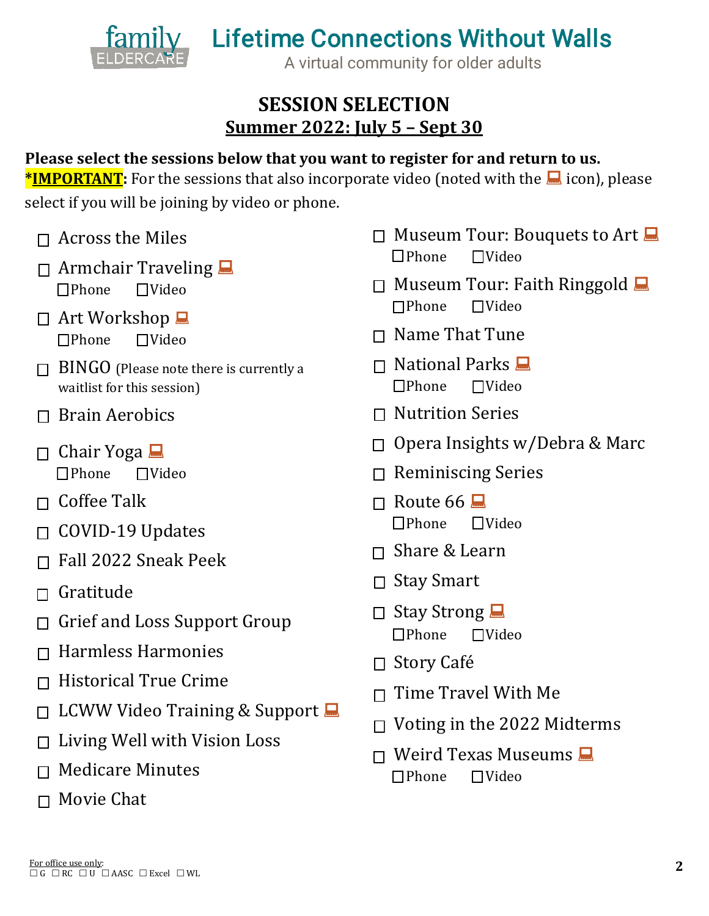# Lifetime Connections Without Walls

A virtual community for older adults

## SESSION SELECTION

**Summer 2022: July 5 – Sept 30**

**Please select the sessions below that you want to register for and return to us.**

***IMPORTANT**: For the sessions that also incorporate video (noted with the 💻 icon), please select if you will be joining by video or phone.

- ☐ Across the Miles
- ☐ Armchair Traveling 💻
  - ☐Phone ☐Video
- ☐ Art Workshop 💻
  - ☐Phone ☐Video
- ☐ BINGO (Please note there is currently a waitlist for this session)
- ☐ Brain Aerobics
- ☐ Chair Yoga 💻
  - ☐Phone ☐Video
- ☐ Coffee Talk
- ☐ COVID-19 Updates
- ☐ Fall 2022 Sneak Peek
- ☐ Gratitude
- ☐ Grief and Loss Support Group
- ☐ Harmless Harmonies
- ☐ Historical True Crime
- ☐ LCWW Video Training & Support 💻
- ☐ Living Well with Vision Loss
- ☐ Medicare Minutes
- ☐ Movie Chat
- ☐ Museum Tour: Bouquets to Art 💻
  - ☐Phone ☐Video
- ☐ Museum Tour: Faith Ringgold 💻
  - ☐Phone ☐Video
- ☐ Name That Tune
- ☐ National Parks 💻
  - ☐Phone ☐Video
- ☐ Nutrition Series
- ☐ Opera Insights w/Debra & Marc
- ☐ Reminiscing Series
- ☐ Route 66 💻
  - ☐Phone ☐Video
- ☐ Share & Learn
- ☐ Stay Smart
- ☐ Stay Strong 💻
  - ☐Phone ☐Video
- ☐ Story Café
- ☐ Time Travel With Me
- ☐ Voting in the 2022 Midterms
- ☐ Weird Texas Museums 💻
  - ☐Phone ☐Video

For office use only:
☐ G ☐ RC ☐ U ☐ AASC ☐ Excel ☐ WL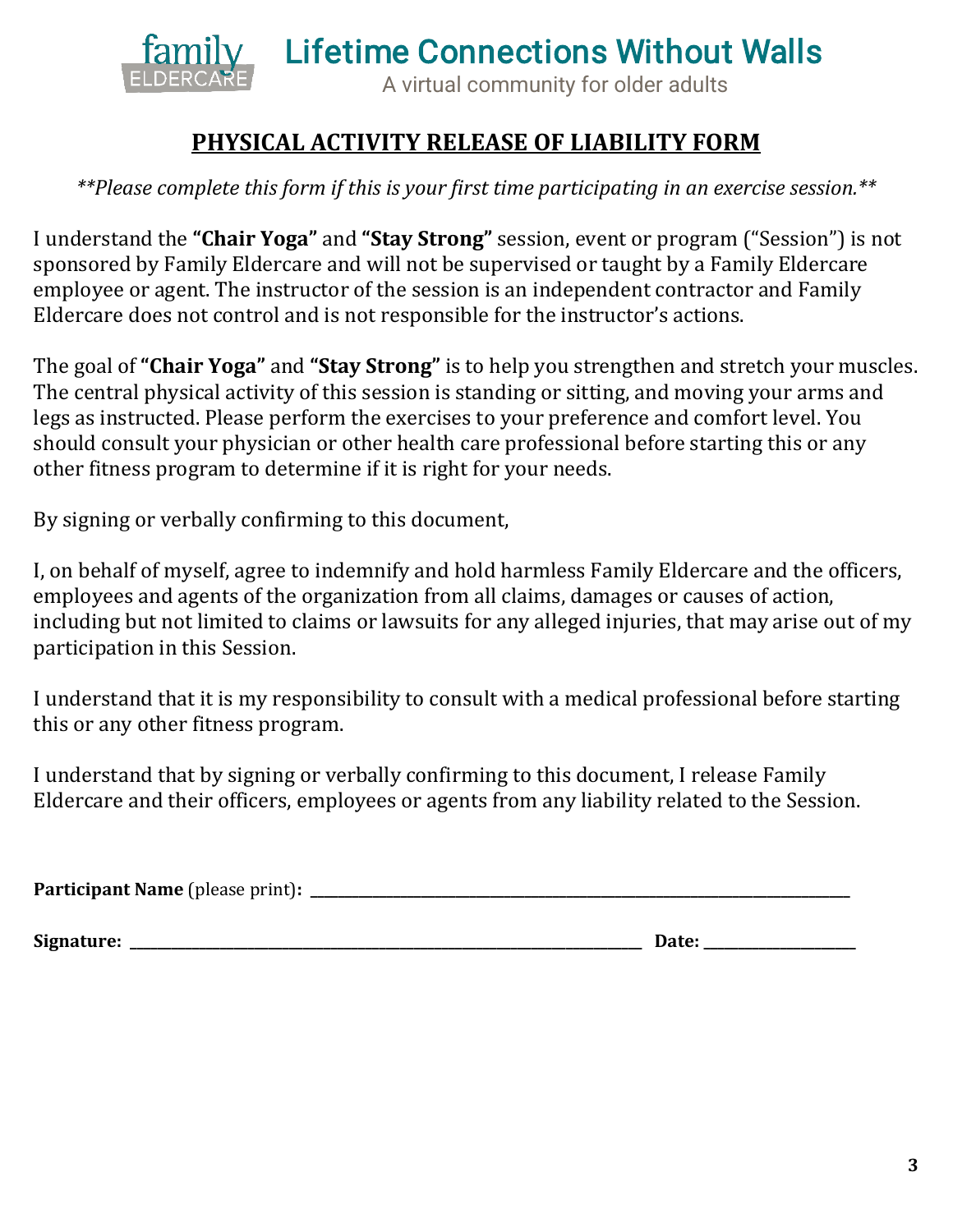family ELDERCARE **Lifetime Connections Without Walls**

A virtual community for older adults

# PHYSICAL ACTIVITY RELEASE OF LIABILITY FORM

***Please complete this form if this is your first time participating in an exercise session.***

I understand the **"Chair Yoga"** and **"Stay Strong"** session, event or program ("Session") is not sponsored by Family Eldercare and will not be supervised or taught by a Family Eldercare employee or agent. The instructor of the session is an independent contractor and Family Eldercare does not control and is not responsible for the instructor's actions.

The goal of **"Chair Yoga"** and **"Stay Strong"** is to help you strengthen and stretch your muscles. The central physical activity of this session is standing or sitting, and moving your arms and legs as instructed. Please perform the exercises to your preference and comfort level. You should consult your physician or other health care professional before starting this or any other fitness program to determine if it is right for your needs.

By signing or verbally confirming to this document,

I, on behalf of myself, agree to indemnify and hold harmless Family Eldercare and the officers, employees and agents of the organization from all claims, damages or causes of action, including but not limited to claims or lawsuits for any alleged injuries, that may arise out of my participation in this Session.

I understand that it is my responsibility to consult with a medical professional before starting this or any other fitness program.

I understand that by signing or verbally confirming to this document, I release Family Eldercare and their officers, employees or agents from any liability related to the Session.

**Participant Name** (please print)**:** ______________________________________________

**Signature:** ______________________________________________ **Date:** ____________